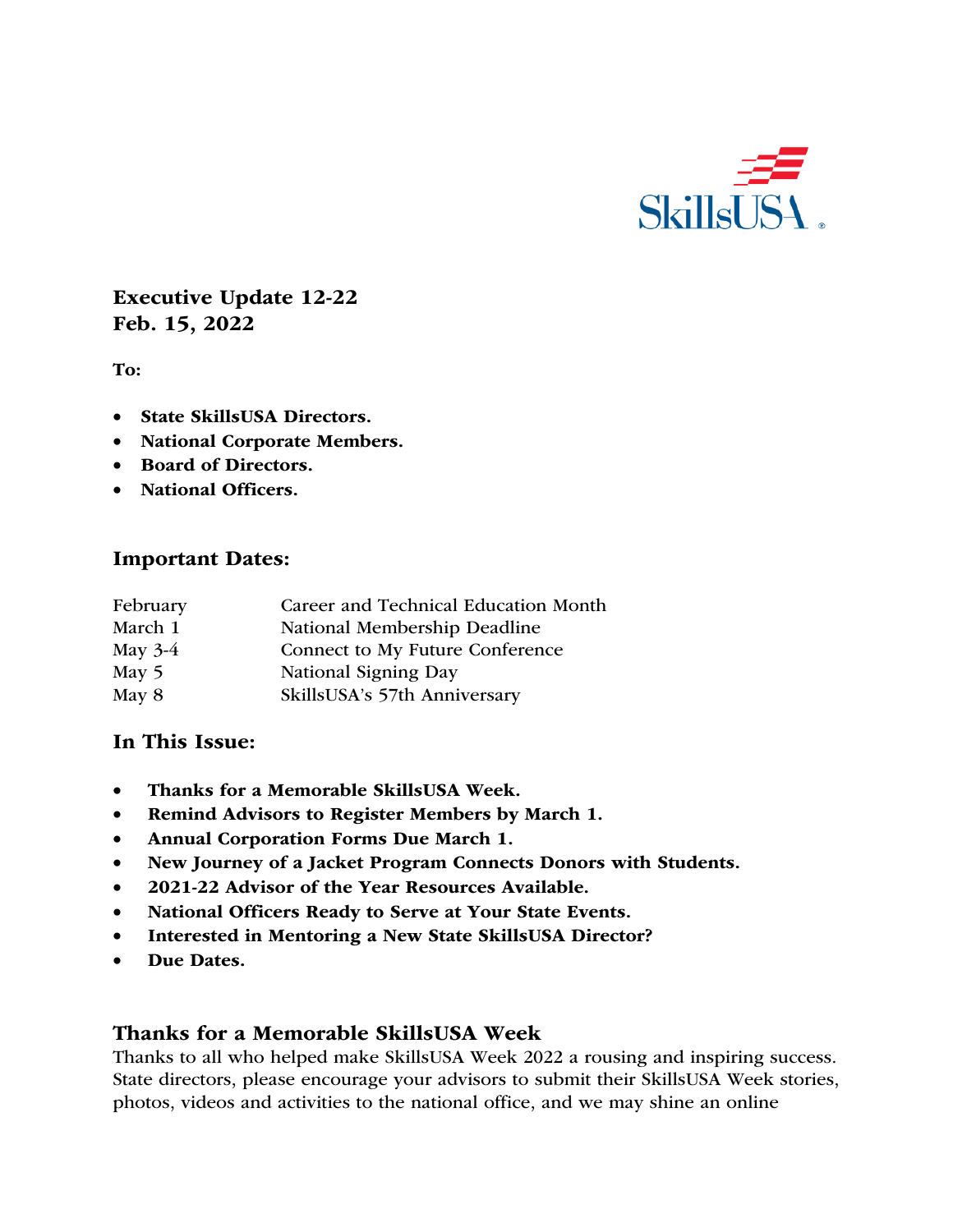SkillsUSA

**Executive Update 12-22**
**Feb. 15, 2022**

**To:**

- **State SkillsUSA Directors.**
- **National Corporate Members.**
- **Board of Directors.**
- **National Officers.**

## Important Dates:

| | |
|---|---|
| February | Career and Technical Education Month |
| March 1 | National Membership Deadline |
| May 3-4 | Connect to My Future Conference |
| May 5 | National Signing Day |
| May 8 | SkillsUSA's 57th Anniversary |

## In This Issue:

- **Thanks for a Memorable SkillsUSA Week.**
- **Remind Advisors to Register Members by March 1.**
- **Annual Corporation Forms Due March 1.**
- **New Journey of a Jacket Program Connects Donors with Students.**
- **2021-22 Advisor of the Year Resources Available.**
- **National Officers Ready to Serve at Your State Events.**
- **Interested in Mentoring a New State SkillsUSA Director?**
- **Due Dates.**

## Thanks for a Memorable SkillsUSA Week

Thanks to all who helped make SkillsUSA Week 2022 a rousing and inspiring success. State directors, please encourage your advisors to submit their SkillsUSA Week stories, photos, videos and activities to the national office, and we may shine an online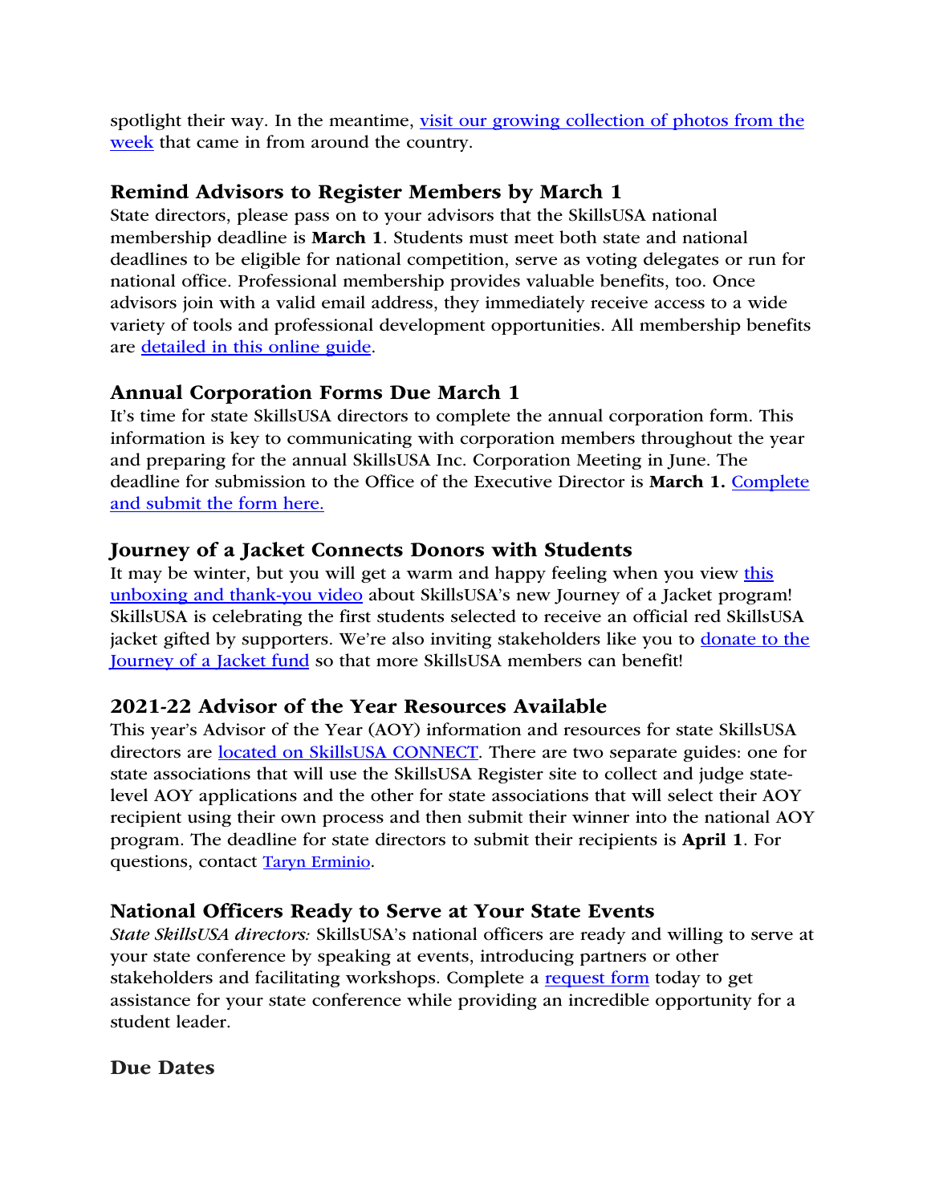spotlight their way. In the meantime, visit our growing collection of photos from the week that came in from around the country.

### Remind Advisors to Register Members by March 1

State directors, please pass on to your advisors that the SkillsUSA national membership deadline is **March 1**. Students must meet both state and national deadlines to be eligible for national competition, serve as voting delegates or run for national office. Professional membership provides valuable benefits, too. Once advisors join with a valid email address, they immediately receive access to a wide variety of tools and professional development opportunities. All membership benefits are detailed in this online guide.

### Annual Corporation Forms Due March 1

It's time for state SkillsUSA directors to complete the annual corporation form. This information is key to communicating with corporation members throughout the year and preparing for the annual SkillsUSA Inc. Corporation Meeting in June. The deadline for submission to the Office of the Executive Director is **March 1.** Complete and submit the form here.

### Journey of a Jacket Connects Donors with Students

It may be winter, but you will get a warm and happy feeling when you view this unboxing and thank-you video about SkillsUSA's new Journey of a Jacket program! SkillsUSA is celebrating the first students selected to receive an official red SkillsUSA jacket gifted by supporters. We're also inviting stakeholders like you to donate to the Journey of a Jacket fund so that more SkillsUSA members can benefit!

### 2021-22 Advisor of the Year Resources Available

This year's Advisor of the Year (AOY) information and resources for state SkillsUSA directors are located on SkillsUSA CONNECT. There are two separate guides: one for state associations that will use the SkillsUSA Register site to collect and judge state-level AOY applications and the other for state associations that will select their AOY recipient using their own process and then submit their winner into the national AOY program. The deadline for state directors to submit their recipients is **April 1**. For questions, contact Taryn Erminio.

### National Officers Ready to Serve at Your State Events

*State SkillsUSA directors:* SkillsUSA's national officers are ready and willing to serve at your state conference by speaking at events, introducing partners or other stakeholders and facilitating workshops. Complete a request form today to get assistance for your state conference while providing an incredible opportunity for a student leader.

### Due Dates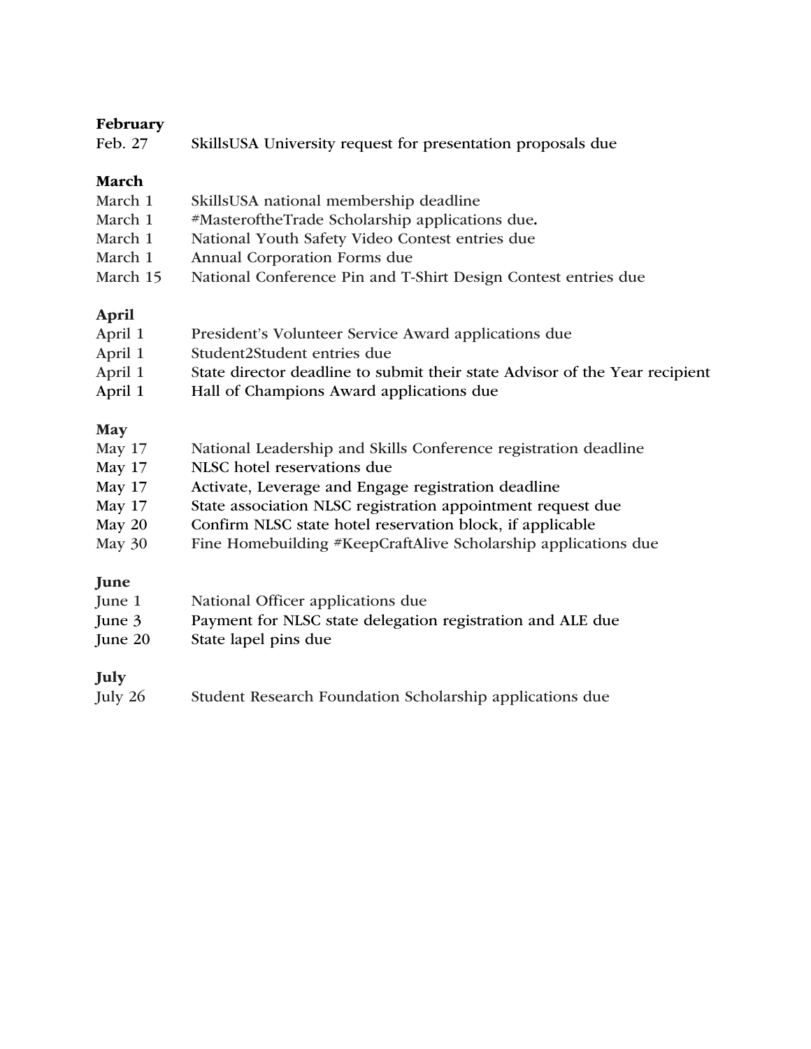**February**

| | |
|---|---|
| Feb. 27 | SkillsUSA University request for presentation proposals due |

**March**

| | |
|---|---|
| March 1 | SkillsUSA national membership deadline |
| March 1 | #MasteroftheTrade Scholarship applications due. |
| March 1 | National Youth Safety Video Contest entries due |
| March 1 | Annual Corporation Forms due |
| March 15 | National Conference Pin and T-Shirt Design Contest entries due |

**April**

| | |
|---|---|
| April 1 | President's Volunteer Service Award applications due |
| April 1 | Student2Student entries due |
| April 1 | State director deadline to submit their state Advisor of the Year recipient |
| April 1 | Hall of Champions Award applications due |

**May**

| | |
|---|---|
| May 17 | National Leadership and Skills Conference registration deadline |
| May 17 | NLSC hotel reservations due |
| May 17 | Activate, Leverage and Engage registration deadline |
| May 17 | State association NLSC registration appointment request due |
| May 20 | Confirm NLSC state hotel reservation block, if applicable |
| May 30 | Fine Homebuilding #KeepCraftAlive Scholarship applications due |

**June**

| | |
|---|---|
| June 1 | National Officer applications due |
| June 3 | Payment for NLSC state delegation registration and ALE due |
| June 20 | State lapel pins due |

**July**

| | |
|---|---|
| July 26 | Student Research Foundation Scholarship applications due |